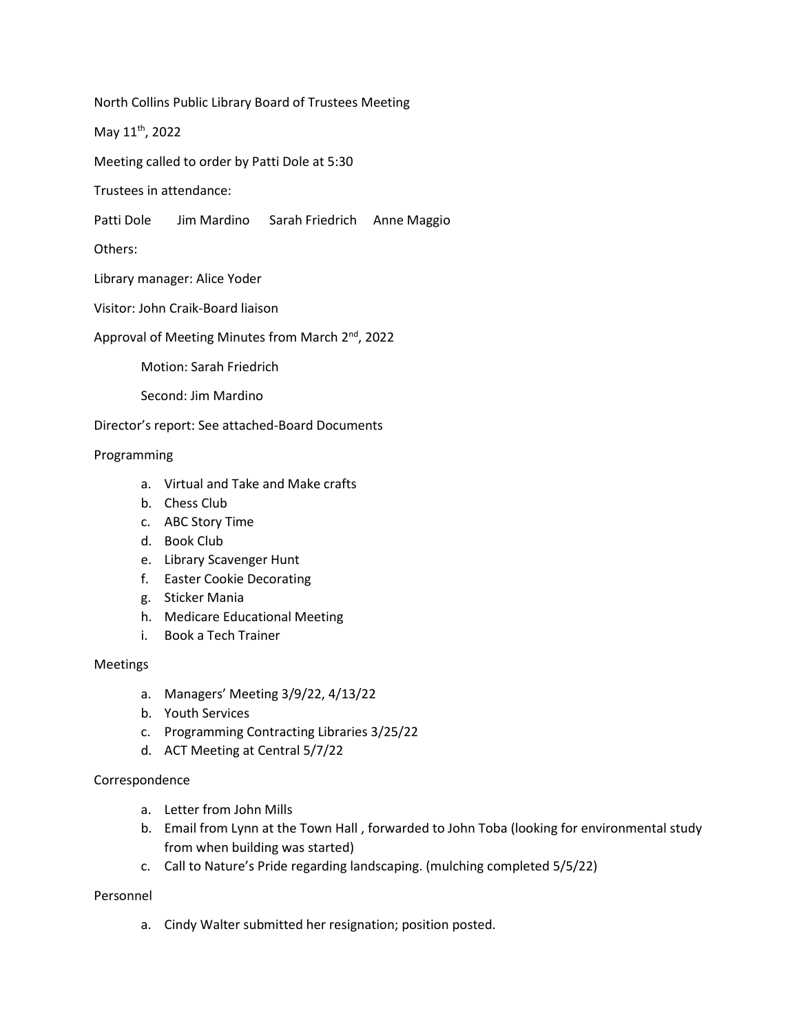North Collins Public Library Board of Trustees Meeting

May 11th, 2022

Meeting called to order by Patti Dole at 5:30

Trustees in attendance:

Patti Dole  Jim Mardino  Sarah Friedrich  Anne Maggio

Others:

Library manager: Alice Yoder

Visitor: John Craik-Board liaison

Approval of Meeting Minutes from March 2nd, 2022

Motion: Sarah Friedrich

Second: Jim Mardino

Director's report: See attached-Board Documents

Programming

a. Virtual and Take and Make crafts
b. Chess Club
c. ABC Story Time
d. Book Club
e. Library Scavenger Hunt
f. Easter Cookie Decorating
g. Sticker Mania
h. Medicare Educational Meeting
i. Book a Tech Trainer

Meetings

a. Managers' Meeting 3/9/22, 4/13/22
b. Youth Services
c. Programming Contracting Libraries 3/25/22
d. ACT Meeting at Central 5/7/22

Correspondence

a. Letter from John Mills
b. Email from Lynn at the Town Hall , forwarded to John Toba (looking for environmental study from when building was started)
c. Call to Nature's Pride regarding landscaping. (mulching completed 5/5/22)

Personnel

a. Cindy Walter submitted her resignation; position posted.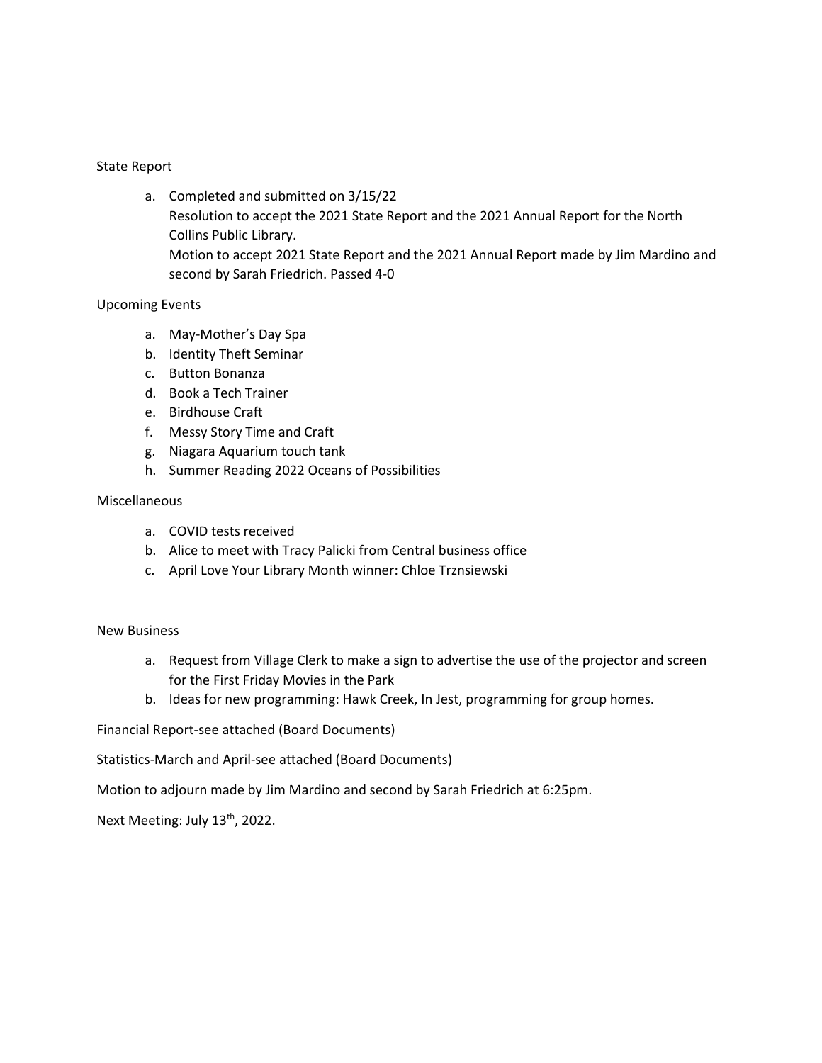State Report

a. Completed and submitted on 3/15/22
   Resolution to accept the 2021 State Report and the 2021 Annual Report for the North Collins Public Library.
   Motion to accept 2021 State Report and the 2021 Annual Report made by Jim Mardino and second by Sarah Friedrich. Passed 4-0

Upcoming Events

a. May-Mother's Day Spa
b. Identity Theft Seminar
c. Button Bonanza
d. Book a Tech Trainer
e. Birdhouse Craft
f. Messy Story Time and Craft
g. Niagara Aquarium touch tank
h. Summer Reading 2022 Oceans of Possibilities

Miscellaneous

a. COVID tests received
b. Alice to meet with Tracy Palicki from Central business office
c. April Love Your Library Month winner: Chloe Trznsiewski

New Business

a. Request from Village Clerk to make a sign to advertise the use of the projector and screen for the First Friday Movies in the Park
b. Ideas for new programming: Hawk Creek, In Jest, programming for group homes.

Financial Report-see attached (Board Documents)

Statistics-March and April-see attached (Board Documents)

Motion to adjourn made by Jim Mardino and second by Sarah Friedrich at 6:25pm.

Next Meeting: July 13th, 2022.